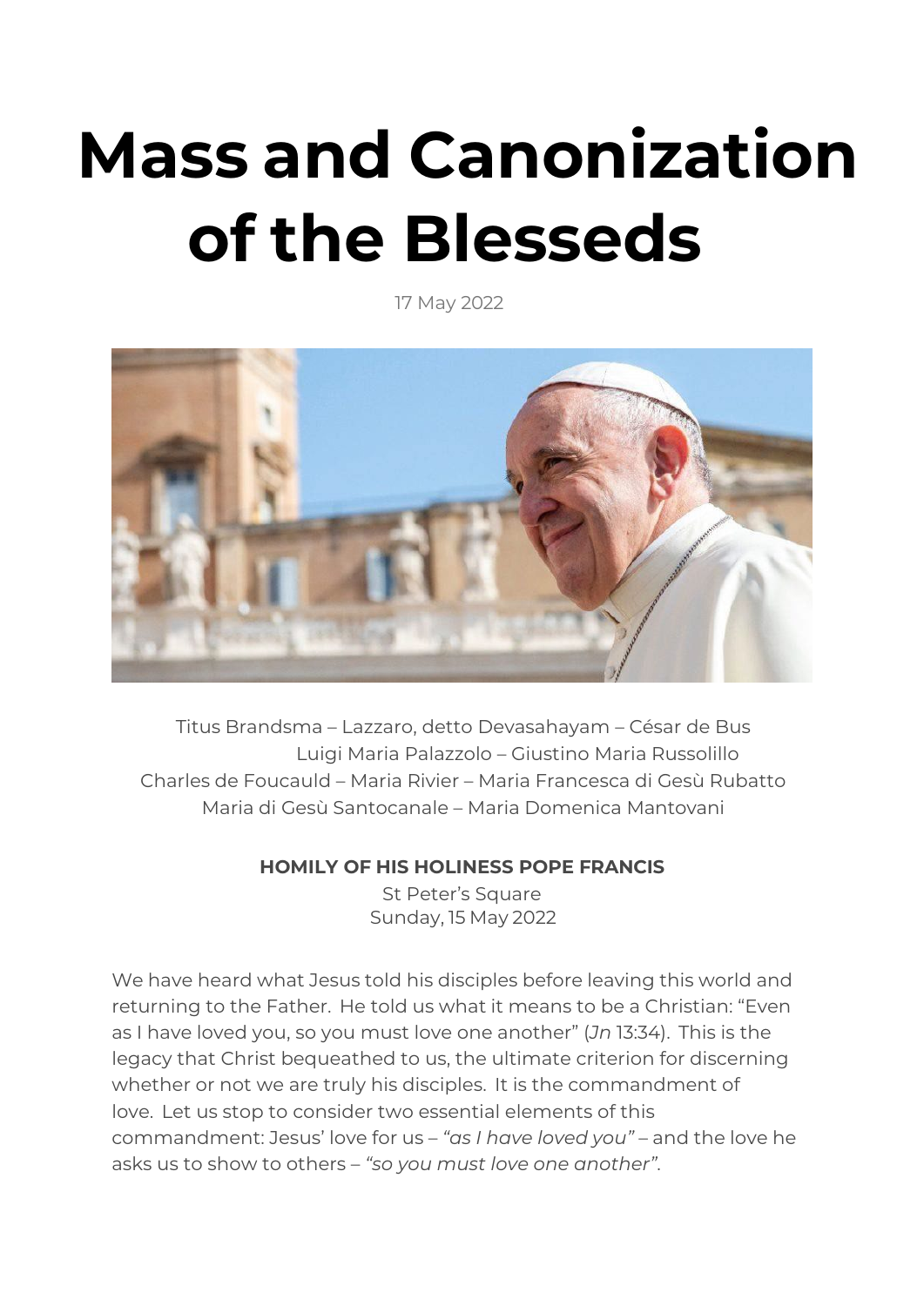# Mass and Canonization of the Blesseds

17 May 2022

Titus Brandsma – Lazzaro, detto Devasahayam – César de Bus
Luigi Maria Palazzolo – Giustino Maria Russolillo
Charles de Foucauld – Maria Rivier – Maria Francesca di Gesù Rubatto
Maria di Gesù Santocanale – Maria Domenica Mantovani

**HOMILY OF HIS HOLINESS POPE FRANCIS**

St Peter's Square
Sunday, 15 May 2022

We have heard what Jesus told his disciples before leaving this world and returning to the Father. He told us what it means to be a Christian: "Even as I have loved you, so you must love one another" (*Jn* 13:34). This is the legacy that Christ bequeathed to us, the ultimate criterion for discerning whether or not we are truly his disciples. It is the commandment of love. Let us stop to consider two essential elements of this commandment: Jesus' love for us – *"as I have loved you"* – and the love he asks us to show to others – *"so you must love one another"*.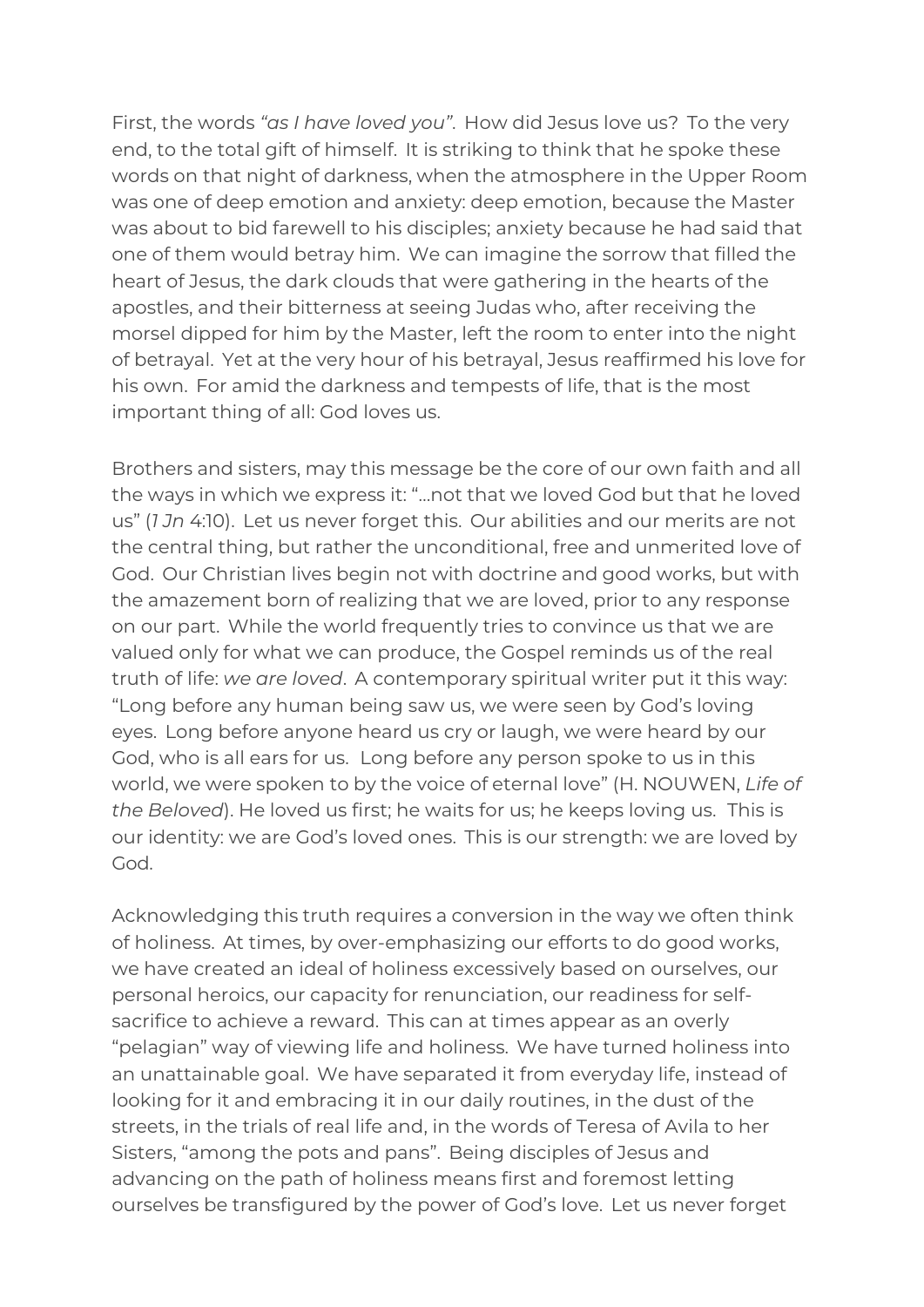First, the words *"as I have loved you"*. How did Jesus love us? To the very end, to the total gift of himself. It is striking to think that he spoke these words on that night of darkness, when the atmosphere in the Upper Room was one of deep emotion and anxiety: deep emotion, because the Master was about to bid farewell to his disciples; anxiety because he had said that one of them would betray him. We can imagine the sorrow that filled the heart of Jesus, the dark clouds that were gathering in the hearts of the apostles, and their bitterness at seeing Judas who, after receiving the morsel dipped for him by the Master, left the room to enter into the night of betrayal. Yet at the very hour of his betrayal, Jesus reaffirmed his love for his own. For amid the darkness and tempests of life, that is the most important thing of all: God loves us.

Brothers and sisters, may this message be the core of our own faith and all the ways in which we express it: "…not that we loved God but that he loved us" (*1 Jn* 4:10). Let us never forget this. Our abilities and our merits are not the central thing, but rather the unconditional, free and unmerited love of God. Our Christian lives begin not with doctrine and good works, but with the amazement born of realizing that we are loved, prior to any response on our part. While the world frequently tries to convince us that we are valued only for what we can produce, the Gospel reminds us of the real truth of life: *we are loved*. A contemporary spiritual writer put it this way: "Long before any human being saw us, we were seen by God's loving eyes. Long before anyone heard us cry or laugh, we were heard by our God, who is all ears for us. Long before any person spoke to us in this world, we were spoken to by the voice of eternal love" (H. NOUWEN, *Life of the Beloved*). He loved us first; he waits for us; he keeps loving us. This is our identity: we are God's loved ones. This is our strength: we are loved by God.

Acknowledging this truth requires a conversion in the way we often think of holiness. At times, by over-emphasizing our efforts to do good works, we have created an ideal of holiness excessively based on ourselves, our personal heroics, our capacity for renunciation, our readiness for self-sacrifice to achieve a reward. This can at times appear as an overly "pelagian" way of viewing life and holiness. We have turned holiness into an unattainable goal. We have separated it from everyday life, instead of looking for it and embracing it in our daily routines, in the dust of the streets, in the trials of real life and, in the words of Teresa of Avila to her Sisters, "among the pots and pans". Being disciples of Jesus and advancing on the path of holiness means first and foremost letting ourselves be transfigured by the power of God's love. Let us never forget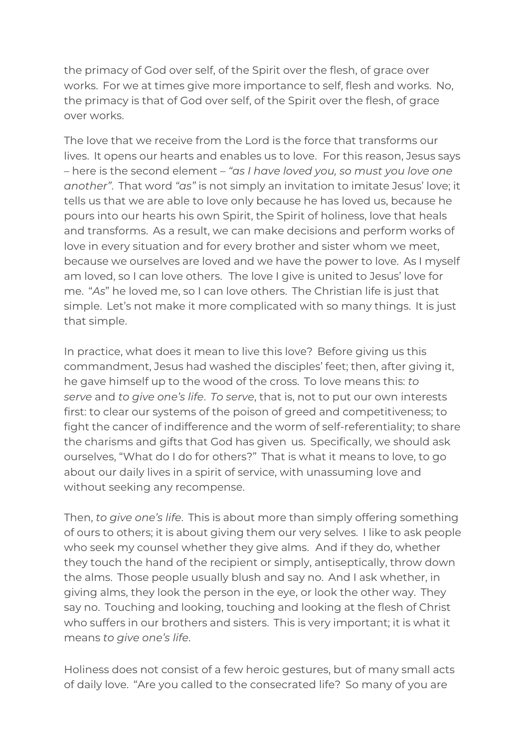the primacy of God over self, of the Spirit over the flesh, of grace over works. For we at times give more importance to self, flesh and works. No, the primacy is that of God over self, of the Spirit over the flesh, of grace over works.

The love that we receive from the Lord is the force that transforms our lives. It opens our hearts and enables us to love. For this reason, Jesus says – here is the second element – *"as I have loved you, so must you love one another"*. That word *"as"* is not simply an invitation to imitate Jesus' love; it tells us that we are able to love only because he has loved us, because he pours into our hearts his own Spirit, the Spirit of holiness, love that heals and transforms. As a result, we can make decisions and perform works of love in every situation and for every brother and sister whom we meet, because we ourselves are loved and we have the power to love. As I myself am loved, so I can love others. The love I give is united to Jesus' love for me. "*As*" he loved me, so I can love others. The Christian life is just that simple. Let's not make it more complicated with so many things. It is just that simple.

In practice, what does it mean to live this love? Before giving us this commandment, Jesus had washed the disciples' feet; then, after giving it, he gave himself up to the wood of the cross. To love means this: *to serve* and *to give one's life*. *To serve*, that is, not to put our own interests first: to clear our systems of the poison of greed and competitiveness; to fight the cancer of indifference and the worm of self-referentiality; to share the charisms and gifts that God has given us. Specifically, we should ask ourselves, "What do I do for others?" That is what it means to love, to go about our daily lives in a spirit of service, with unassuming love and without seeking any recompense.

Then, *to give one's life*. This is about more than simply offering something of ours to others; it is about giving them our very selves. I like to ask people who seek my counsel whether they give alms. And if they do, whether they touch the hand of the recipient or simply, antiseptically, throw down the alms. Those people usually blush and say no. And I ask whether, in giving alms, they look the person in the eye, or look the other way. They say no. Touching and looking, touching and looking at the flesh of Christ who suffers in our brothers and sisters. This is very important; it is what it means *to give one's life*.

Holiness does not consist of a few heroic gestures, but of many small acts of daily love. "Are you called to the consecrated life? So many of you are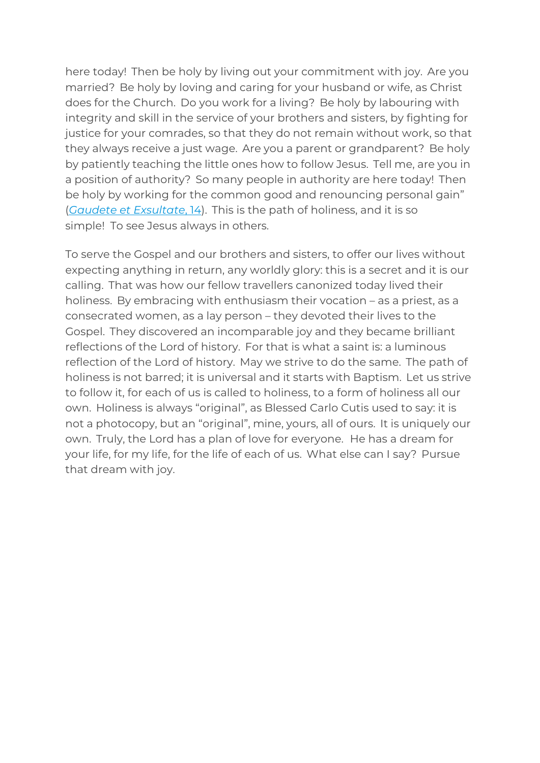here today! Then be holy by living out your commitment with joy. Are you married? Be holy by loving and caring for your husband or wife, as Christ does for the Church. Do you work for a living? Be holy by labouring with integrity and skill in the service of your brothers and sisters, by fighting for justice for your comrades, so that they do not remain without work, so that they always receive a just wage. Are you a parent or grandparent? Be holy by patiently teaching the little ones how to follow Jesus. Tell me, are you in a position of authority? So many people in authority are here today! Then be holy by working for the common good and renouncing personal gain" (*Gaudete et Exsultate*, 14). This is the path of holiness, and it is so simple! To see Jesus always in others.

To serve the Gospel and our brothers and sisters, to offer our lives without expecting anything in return, any worldly glory: this is a secret and it is our calling. That was how our fellow travellers canonized today lived their holiness. By embracing with enthusiasm their vocation – as a priest, as a consecrated women, as a lay person – they devoted their lives to the Gospel. They discovered an incomparable joy and they became brilliant reflections of the Lord of history. For that is what a saint is: a luminous reflection of the Lord of history. May we strive to do the same. The path of holiness is not barred; it is universal and it starts with Baptism. Let us strive to follow it, for each of us is called to holiness, to a form of holiness all our own. Holiness is always "original", as Blessed Carlo Cutis used to say: it is not a photocopy, but an "original", mine, yours, all of ours. It is uniquely our own. Truly, the Lord has a plan of love for everyone. He has a dream for your life, for my life, for the life of each of us. What else can I say? Pursue that dream with joy.